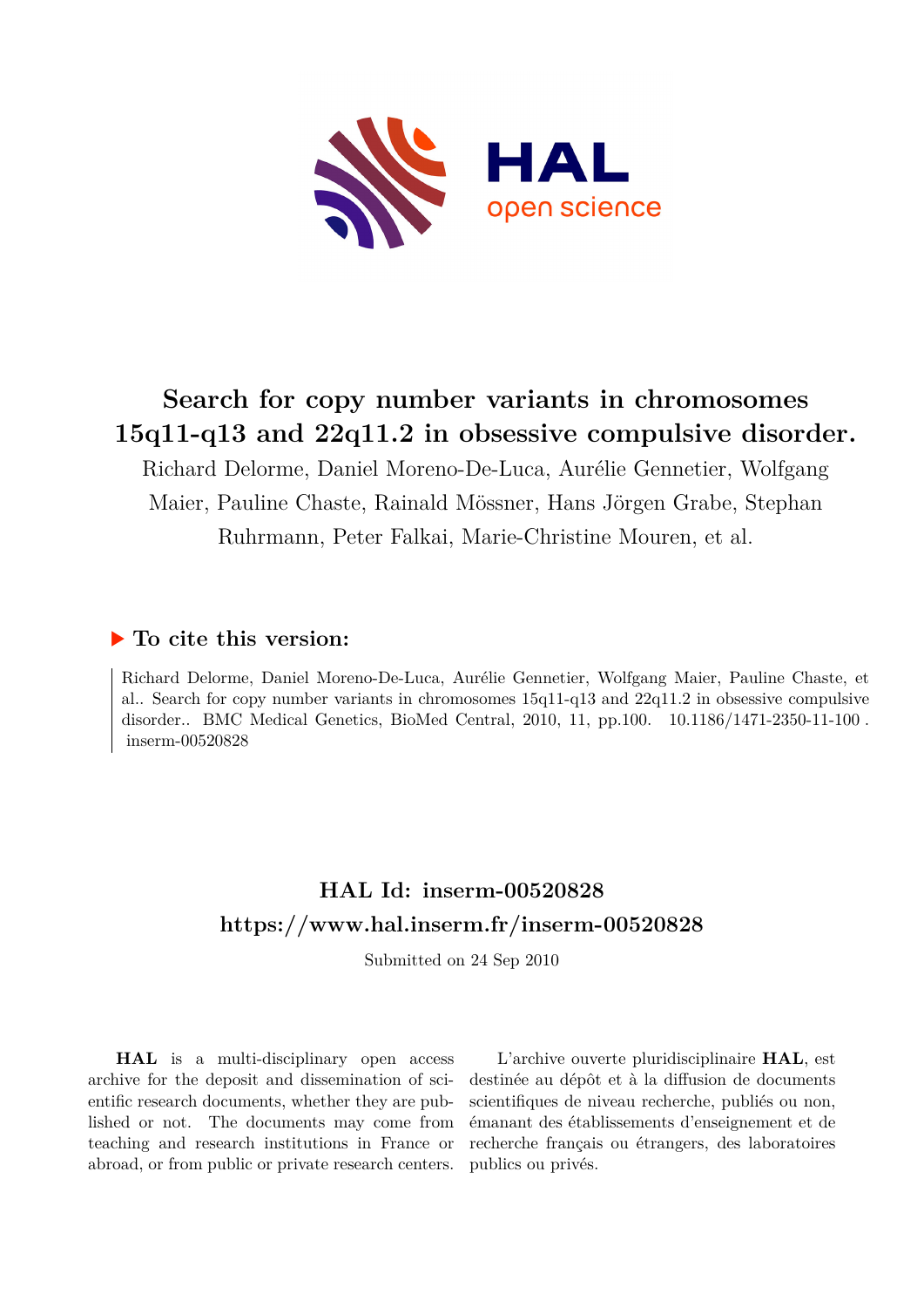# Search for copy number variants in chromosomes 15q11-q13 and 22q11.2 in obsessive compulsive disorder.

Richard Delorme, Daniel Moreno-De-Luca, Aurélie Gennetier, Wolfgang Maier, Pauline Chaste, Rainald Mössner, Hans Jörgen Grabe, Stephan Ruhrmann, Peter Falkai, Marie-Christine Mouren, et al.

## ▶ To cite this version:

Richard Delorme, Daniel Moreno-De-Luca, Aurélie Gennetier, Wolfgang Maier, Pauline Chaste, et al.. Search for copy number variants in chromosomes 15q11-q13 and 22q11.2 in obsessive compulsive disorder.. BMC Medical Genetics, BioMed Central, 2010, 11, pp.100. 10.1186/1471-2350-11-100 . inserm-00520828

## HAL Id: inserm-00520828

## https://www.hal.inserm.fr/inserm-00520828

Submitted on 24 Sep 2010

**HAL** is a multi-disciplinary open access archive for the deposit and dissemination of scientific research documents, whether they are published or not. The documents may come from teaching and research institutions in France or abroad, or from public or private research centers.

L'archive ouverte pluridisciplinaire **HAL**, est destinée au dépôt et à la diffusion de documents scientifiques de niveau recherche, publiés ou non, émanant des établissements d'enseignement et de recherche français ou étrangers, des laboratoires publics ou privés.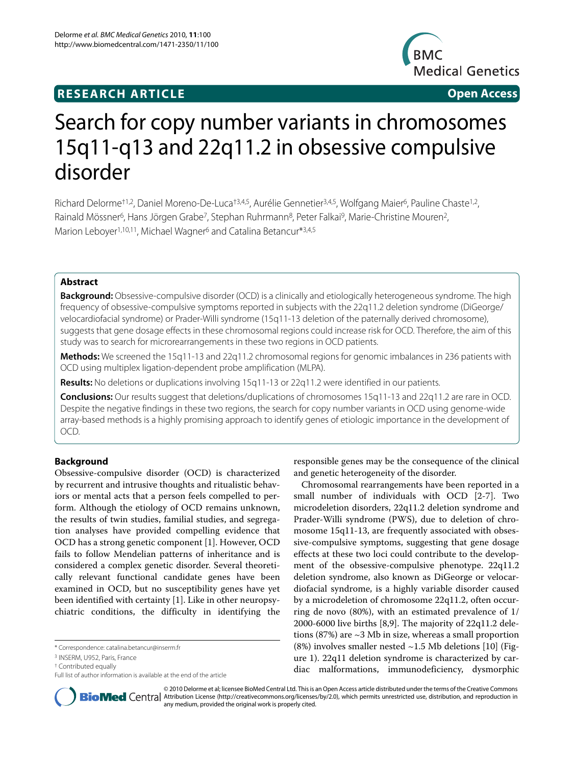# Search for copy number variants in chromosomes 15q11-q13 and 22q11.2 in obsessive compulsive disorder

Richard Delorme[†1,2], Daniel Moreno-De-Luca[†3,4,5], Aurélie Gennetier[3,4,5], Wolfgang Maier[6], Pauline Chaste[1,2], Rainald Mössner[6], Hans Jörgen Grabe[7], Stephan Ruhrmann[8], Peter Falkai[9], Marie-Christine Mouren[2], Marion Leboyer[1,10,11], Michael Wagner[6] and Catalina Betancur[*3,4,5]

## Abstract

**Background:** Obsessive-compulsive disorder (OCD) is a clinically and etiologically heterogeneous syndrome. The high frequency of obsessive-compulsive symptoms reported in subjects with the 22q11.2 deletion syndrome (DiGeorge/velocardiofacial syndrome) or Prader-Willi syndrome (15q11-13 deletion of the paternally derived chromosome), suggests that gene dosage effects in these chromosomal regions could increase risk for OCD. Therefore, the aim of this study was to search for microrearrangements in these two regions in OCD patients.

**Methods:** We screened the 15q11-13 and 22q11.2 chromosomal regions for genomic imbalances in 236 patients with OCD using multiplex ligation-dependent probe amplification (MLPA).

**Results:** No deletions or duplications involving 15q11-13 or 22q11.2 were identified in our patients.

**Conclusions:** Our results suggest that deletions/duplications of chromosomes 15q11-13 and 22q11.2 are rare in OCD. Despite the negative findings in these two regions, the search for copy number variants in OCD using genome-wide array-based methods is a highly promising approach to identify genes of etiologic importance in the development of OCD.

## Background

Obsessive-compulsive disorder (OCD) is characterized by recurrent and intrusive thoughts and ritualistic behaviors or mental acts that a person feels compelled to perform. Although the etiology of OCD remains unknown, the results of twin studies, familial studies, and segregation analyses have provided compelling evidence that OCD has a strong genetic component [1]. However, OCD fails to follow Mendelian patterns of inheritance and is considered a complex genetic disorder. Several theoretically relevant functional candidate genes have been examined in OCD, but no susceptibility genes have yet been identified with certainty [1]. Like in other neuropsychiatric conditions, the difficulty in identifying the responsible genes may be the consequence of the clinical and genetic heterogeneity of the disorder.

Chromosomal rearrangements have been reported in a small number of individuals with OCD [2-7]. Two microdeletion disorders, 22q11.2 deletion syndrome and Prader-Willi syndrome (PWS), due to deletion of chromosome 15q11-13, are frequently associated with obsessive-compulsive symptoms, suggesting that gene dosage effects at these two loci could contribute to the development of the obsessive-compulsive phenotype. 22q11.2 deletion syndrome, also known as DiGeorge or velocardiofacial syndrome, is a highly variable disorder caused by a microdeletion of chromosome 22q11.2, often occurring de novo (80%), with an estimated prevalence of 1/2000-6000 live births [8,9]. The majority of 22q11.2 deletions (87%) are ~3 Mb in size, whereas a small proportion (8%) involves smaller nested ~1.5 Mb deletions [10] (Figure 1). 22q11 deletion syndrome is characterized by cardiac malformations, immunodeficiency, dysmorphic

\* Correspondence: catalina.betancur@inserm.fr

[3] INSERM, U952, Paris, France

† Contributed equally

Full list of author information is available at the end of the article

© 2010 Delorme et al; licensee BioMed Central Ltd. This is an Open Access article distributed under the terms of the Creative Commons Attribution License (http://creativecommons.org/licenses/by/2.0), which permits unrestricted use, distribution, and reproduction in any medium, provided the original work is properly cited.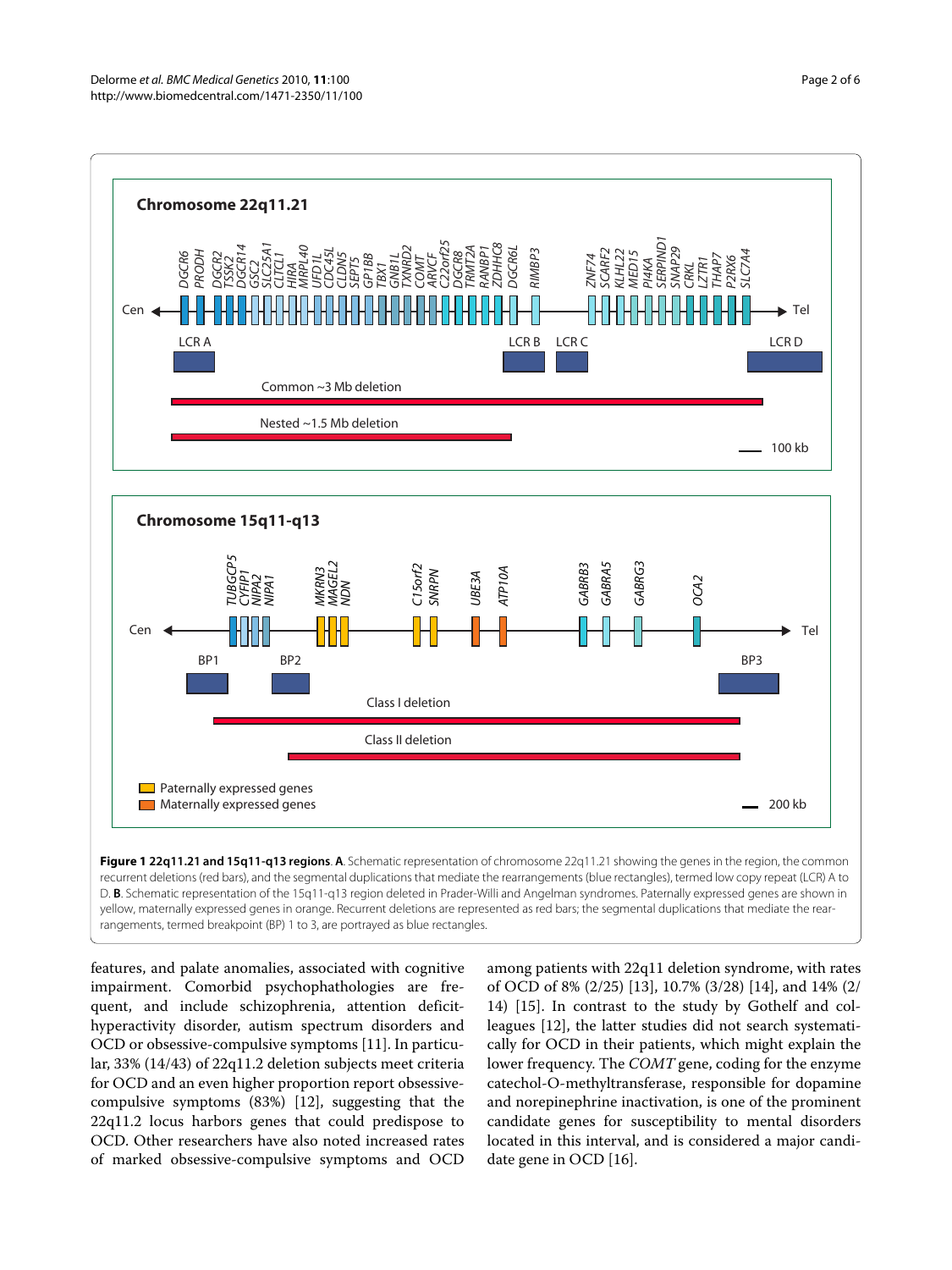**Figure 1 22q11.21 and 15q11-q13 regions**. **A**. Schematic representation of chromosome 22q11.21 showing the genes in the region, the common recurrent deletions (red bars), and the segmental duplications that mediate the rearrangements (blue rectangles), termed low copy repeat (LCR) A to D. **B**. Schematic representation of the 15q11-q13 region deleted in Prader-Willi and Angelman syndromes. Paternally expressed genes are shown in yellow, maternally expressed genes in orange. Recurrent deletions are represented as red bars; the segmental duplications that mediate the rearrangements, termed breakpoint (BP) 1 to 3, are portrayed as blue rectangles.

features, and palate anomalies, associated with cognitive impairment. Comorbid psychophathologies are frequent, and include schizophrenia, attention deficit-hyperactivity disorder, autism spectrum disorders and OCD or obsessive-compulsive symptoms [11]. In particular, 33% (14/43) of 22q11.2 deletion subjects meet criteria for OCD and an even higher proportion report obsessive-compulsive symptoms (83%) [12], suggesting that the 22q11.2 locus harbors genes that could predispose to OCD. Other researchers have also noted increased rates of marked obsessive-compulsive symptoms and OCD among patients with 22q11 deletion syndrome, with rates of OCD of 8% (2/25) [13], 10.7% (3/28) [14], and 14% (2/14) [15]. In contrast to the study by Gothelf and colleagues [12], the latter studies did not search systematically for OCD in their patients, which might explain the lower frequency. The *COMT* gene, coding for the enzyme catechol-O-methyltransferase, responsible for dopamine and norepinephrine inactivation, is one of the prominent candidate genes for susceptibility to mental disorders located in this interval, and is considered a major candidate gene in OCD [16].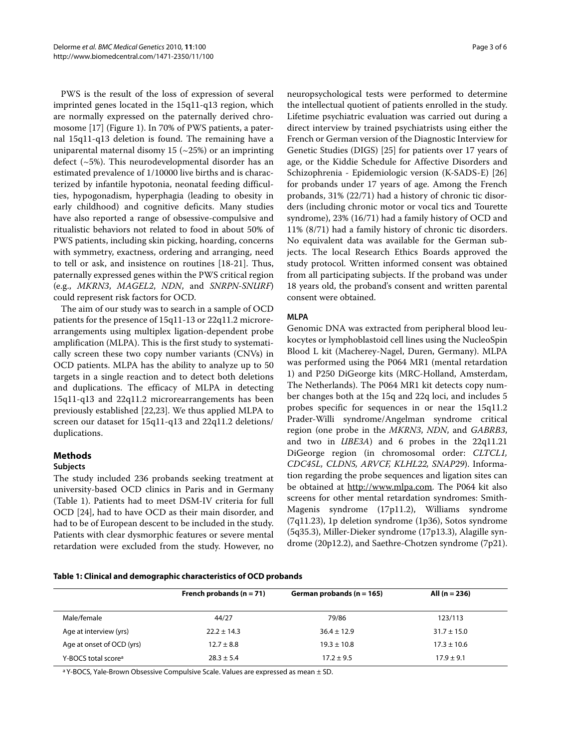PWS is the result of the loss of expression of several imprinted genes located in the 15q11-q13 region, which are normally expressed on the paternally derived chromosome [17] (Figure 1). In 70% of PWS patients, a paternal 15q11-q13 deletion is found. The remaining have a uniparental maternal disomy 15 (~25%) or an imprinting defect (~5%). This neurodevelopmental disorder has an estimated prevalence of 1/10000 live births and is characterized by infantile hypotonia, neonatal feeding difficulties, hypogonadism, hyperphagia (leading to obesity in early childhood) and cognitive deficits. Many studies have also reported a range of obsessive-compulsive and ritualistic behaviors not related to food in about 50% of PWS patients, including skin picking, hoarding, concerns with symmetry, exactness, ordering and arranging, need to tell or ask, and insistence on routines [18-21]. Thus, paternally expressed genes within the PWS critical region (e.g., *MKRN3*, *MAGEL2*, *NDN*, and *SNRPN-SNURF*) could represent risk factors for OCD.

The aim of our study was to search in a sample of OCD patients for the presence of 15q11-13 or 22q11.2 microrearrangements using multiplex ligation-dependent probe amplification (MLPA). This is the first study to systematically screen these two copy number variants (CNVs) in OCD patients. MLPA has the ability to analyze up to 50 targets in a single reaction and to detect both deletions and duplications. The efficacy of MLPA in detecting 15q11-q13 and 22q11.2 microrearrangements has been previously established [22,23]. We thus applied MLPA to screen our dataset for 15q11-q13 and 22q11.2 deletions/duplications.

## Methods

### Subjects

The study included 236 probands seeking treatment at university-based OCD clinics in Paris and in Germany (Table 1). Patients had to meet DSM-IV criteria for full OCD [24], had to have OCD as their main disorder, and had to be of European descent to be included in the study. Patients with clear dysmorphic features or severe mental retardation were excluded from the study. However, no neuropsychological tests were performed to determine the intellectual quotient of patients enrolled in the study. Lifetime psychiatric evaluation was carried out during a direct interview by trained psychiatrists using either the French or German version of the Diagnostic Interview for Genetic Studies (DIGS) [25] for patients over 17 years of age, or the Kiddie Schedule for Affective Disorders and Schizophrenia - Epidemiologic version (K-SADS-E) [26] for probands under 17 years of age. Among the French probands, 31% (22/71) had a history of chronic tic disorders (including chronic motor or vocal tics and Tourette syndrome), 23% (16/71) had a family history of OCD and 11% (8/71) had a family history of chronic tic disorders. No equivalent data was available for the German subjects. The local Research Ethics Boards approved the study protocol. Written informed consent was obtained from all participating subjects. If the proband was under 18 years old, the proband's consent and written parental consent were obtained.

### MLPA

Genomic DNA was extracted from peripheral blood leukocytes or lymphoblastoid cell lines using the NucleoSpin Blood L kit (Macherey-Nagel, Duren, Germany). MLPA was performed using the P064 MR1 (mental retardation 1) and P250 DiGeorge kits (MRC-Holland, Amsterdam, The Netherlands). The P064 MR1 kit detects copy number changes both at the 15q and 22q loci, and includes 5 probes specific for sequences in or near the 15q11.2 Prader-Willi syndrome/Angelman syndrome critical region (one probe in the *MKRN3*, *NDN*, and *GABRB3*, and two in *UBE3A*) and 6 probes in the 22q11.21 DiGeorge region (in chromosomal order: *CLTCL1, CDC45L, CLDN5, ARVCF, KLHL22, SNAP29*). Information regarding the probe sequences and ligation sites can be obtained at http://www.mlpa.com. The P064 kit also screens for other mental retardation syndromes: Smith-Magenis syndrome (17p11.2), Williams syndrome (7q11.23), 1p deletion syndrome (1p36), Sotos syndrome (5q35.3), Miller-Dieker syndrome (17p13.3), Alagille syndrome (20p12.2), and Saethre-Chotzen syndrome (7p21).

**Table 1: Clinical and demographic characteristics of OCD probands**

| | French probands (n = 71) | German probands (n = 165) | All (n = 236) |
|---|---|---|---|
| Male/female | 44/27 | 79/86 | 123/113 |
| Age at interview (yrs) | 22.2 ± 14.3 | 36.4 ± 12.9 | 31.7 ± 15.0 |
| Age at onset of OCD (yrs) | 12.7 ± 8.8 | 19.3 ± 10.8 | 17.3 ± 10.6 |
| Y-BOCS total score[a] | 28.3 ± 5.4 | 17.2 ± 9.5 | 17.9 ± 9.1 |

[a] Y-BOCS, Yale-Brown Obsessive Compulsive Scale. Values are expressed as mean ± SD.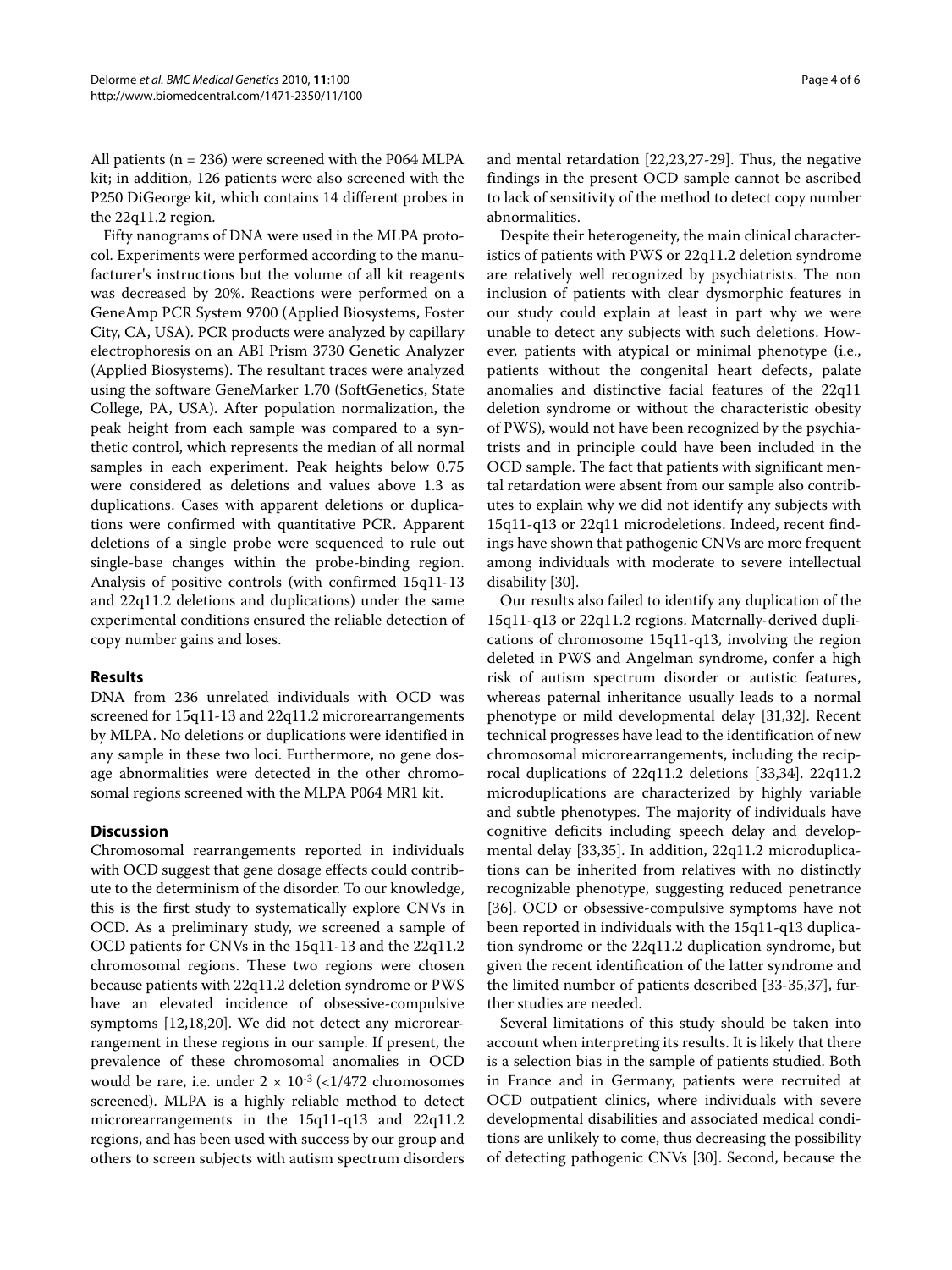All patients (n = 236) were screened with the P064 MLPA kit; in addition, 126 patients were also screened with the P250 DiGeorge kit, which contains 14 different probes in the 22q11.2 region.

Fifty nanograms of DNA were used in the MLPA protocol. Experiments were performed according to the manufacturer's instructions but the volume of all kit reagents was decreased by 20%. Reactions were performed on a GeneAmp PCR System 9700 (Applied Biosystems, Foster City, CA, USA). PCR products were analyzed by capillary electrophoresis on an ABI Prism 3730 Genetic Analyzer (Applied Biosystems). The resultant traces were analyzed using the software GeneMarker 1.70 (SoftGenetics, State College, PA, USA). After population normalization, the peak height from each sample was compared to a synthetic control, which represents the median of all normal samples in each experiment. Peak heights below 0.75 were considered as deletions and values above 1.3 as duplications. Cases with apparent deletions or duplications were confirmed with quantitative PCR. Apparent deletions of a single probe were sequenced to rule out single-base changes within the probe-binding region. Analysis of positive controls (with confirmed 15q11-13 and 22q11.2 deletions and duplications) under the same experimental conditions ensured the reliable detection of copy number gains and loses.

## Results

DNA from 236 unrelated individuals with OCD was screened for 15q11-13 and 22q11.2 microrearrangements by MLPA. No deletions or duplications were identified in any sample in these two loci. Furthermore, no gene dosage abnormalities were detected in the other chromosomal regions screened with the MLPA P064 MR1 kit.

## Discussion

Chromosomal rearrangements reported in individuals with OCD suggest that gene dosage effects could contribute to the determinism of the disorder. To our knowledge, this is the first study to systematically explore CNVs in OCD. As a preliminary study, we screened a sample of OCD patients for CNVs in the 15q11-13 and the 22q11.2 chromosomal regions. These two regions were chosen because patients with 22q11.2 deletion syndrome or PWS have an elevated incidence of obsessive-compulsive symptoms [12,18,20]. We did not detect any microrearrangement in these regions in our sample. If present, the prevalence of these chromosomal anomalies in OCD would be rare, i.e. under $2 \times 10^{-3}$ (<1/472 chromosomes screened). MLPA is a highly reliable method to detect microrearrangements in the 15q11-q13 and 22q11.2 regions, and has been used with success by our group and others to screen subjects with autism spectrum disorders and mental retardation [22,23,27-29]. Thus, the negative findings in the present OCD sample cannot be ascribed to lack of sensitivity of the method to detect copy number abnormalities.

Despite their heterogeneity, the main clinical characteristics of patients with PWS or 22q11.2 deletion syndrome are relatively well recognized by psychiatrists. The non inclusion of patients with clear dysmorphic features in our study could explain at least in part why we were unable to detect any subjects with such deletions. However, patients with atypical or minimal phenotype (i.e., patients without the congenital heart defects, palate anomalies and distinctive facial features of the 22q11 deletion syndrome or without the characteristic obesity of PWS), would not have been recognized by the psychiatrists and in principle could have been included in the OCD sample. The fact that patients with significant mental retardation were absent from our sample also contributes to explain why we did not identify any subjects with 15q11-q13 or 22q11 microdeletions. Indeed, recent findings have shown that pathogenic CNVs are more frequent among individuals with moderate to severe intellectual disability [30].

Our results also failed to identify any duplication of the 15q11-q13 or 22q11.2 regions. Maternally-derived duplications of chromosome 15q11-q13, involving the region deleted in PWS and Angelman syndrome, confer a high risk of autism spectrum disorder or autistic features, whereas paternal inheritance usually leads to a normal phenotype or mild developmental delay [31,32]. Recent technical progresses have lead to the identification of new chromosomal microrearrangements, including the reciprocal duplications of 22q11.2 deletions [33,34]. 22q11.2 microduplications are characterized by highly variable and subtle phenotypes. The majority of individuals have cognitive deficits including speech delay and developmental delay [33,35]. In addition, 22q11.2 microduplications can be inherited from relatives with no distinctly recognizable phenotype, suggesting reduced penetrance [36]. OCD or obsessive-compulsive symptoms have not been reported in individuals with the 15q11-q13 duplication syndrome or the 22q11.2 duplication syndrome, but given the recent identification of the latter syndrome and the limited number of patients described [33-35,37], further studies are needed.

Several limitations of this study should be taken into account when interpreting its results. It is likely that there is a selection bias in the sample of patients studied. Both in France and in Germany, patients were recruited at OCD outpatient clinics, where individuals with severe developmental disabilities and associated medical conditions are unlikely to come, thus decreasing the possibility of detecting pathogenic CNVs [30]. Second, because the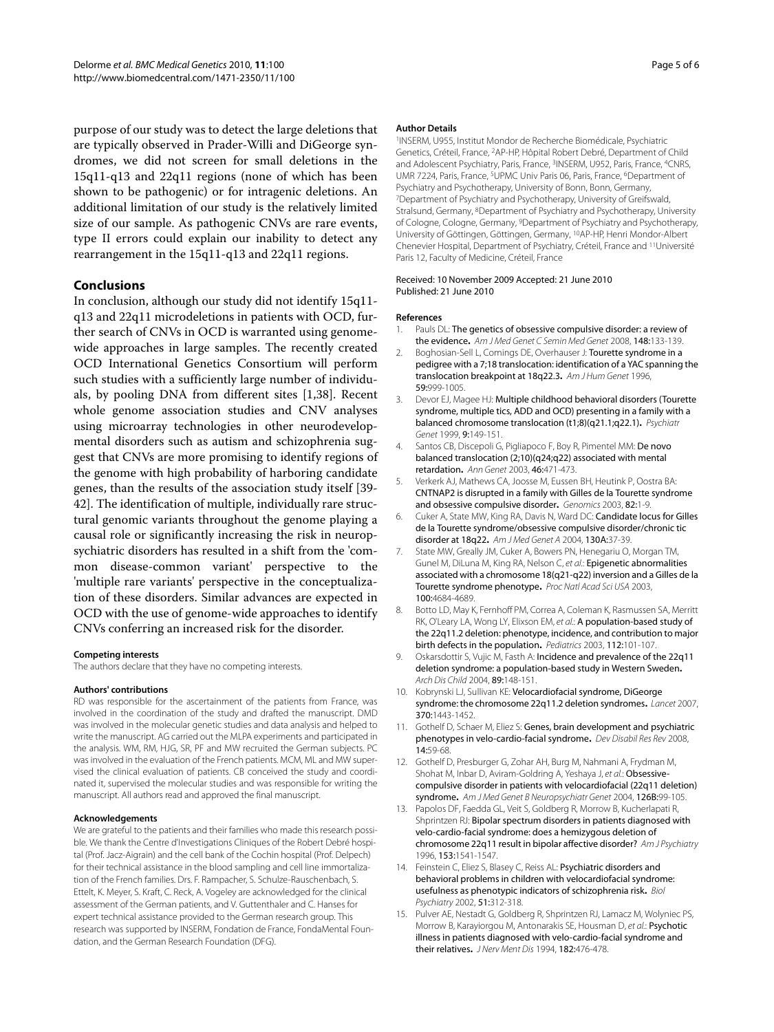purpose of our study was to detect the large deletions that are typically observed in Prader-Willi and DiGeorge syndromes, we did not screen for small deletions in the 15q11-q13 and 22q11 regions (none of which has been shown to be pathogenic) or for intragenic deletions. An additional limitation of our study is the relatively limited size of our sample. As pathogenic CNVs are rare events, type II errors could explain our inability to detect any rearrangement in the 15q11-q13 and 22q11 regions.

## Conclusions

In conclusion, although our study did not identify 15q11-q13 and 22q11 microdeletions in patients with OCD, further search of CNVs in OCD is warranted using genome-wide approaches in large samples. The recently created OCD International Genetics Consortium will perform such studies with a sufficiently large number of individuals, by pooling DNA from different sites [1,38]. Recent whole genome association studies and CNV analyses using microarray technologies in other neurodevelopmental disorders such as autism and schizophrenia suggest that CNVs are more promising to identify regions of the genome with high probability of harboring candidate genes, than the results of the association study itself [39-42]. The identification of multiple, individually rare structural genomic variants throughout the genome playing a causal role or significantly increasing the risk in neuropsychiatric disorders has resulted in a shift from the 'common disease-common variant' perspective to the 'multiple rare variants' perspective in the conceptualization of these disorders. Similar advances are expected in OCD with the use of genome-wide approaches to identify CNVs conferring an increased risk for the disorder.

#### Competing interests

The authors declare that they have no competing interests.

#### Authors' contributions

RD was responsible for the ascertainment of the patients from France, was involved in the coordination of the study and drafted the manuscript. DMD was involved in the molecular genetic studies and data analysis and helped to write the manuscript. AG carried out the MLPA experiments and participated in the analysis. WM, RM, HJG, SR, PF and MW recruited the German subjects. PC was involved in the evaluation of the French patients. MCM, ML and MW supervised the clinical evaluation of patients. CB conceived the study and coordinated it, supervised the molecular studies and was responsible for writing the manuscript. All authors read and approved the final manuscript.

#### Acknowledgements

We are grateful to the patients and their families who made this research possible. We thank the Centre d'Investigations Cliniques of the Robert Debré hospital (Prof. Jacz-Aigrain) and the cell bank of the Cochin hospital (Prof. Delpech) for their technical assistance in the blood sampling and cell line immortalization of the French families. Drs. F. Rampacher, S. Schulze-Rauschenbach, S. Ettelt, K. Meyer, S. Kraft, C. Reck, A. Vogeley are acknowledged for the clinical assessment of the German patients, and V. Guttenthaler and C. Hanses for expert technical assistance provided to the German research group. This research was supported by INSERM, Fondation de France, FondaMental Foundation, and the German Research Foundation (DFG).

#### Author Details

[1]INSERM, U955, Institut Mondor de Recherche Biomédicale, Psychiatric Genetics, Créteil, France, [2]AP-HP, Hôpital Robert Debré, Department of Child and Adolescent Psychiatry, Paris, France, [3]INSERM, U952, Paris, France, [4]CNRS, UMR 7224, Paris, France, [5]UPMC Univ Paris 06, Paris, France, [6]Department of Psychiatry and Psychotherapy, University of Bonn, Bonn, Germany, [7]Department of Psychiatry and Psychotherapy, University of Greifswald, Stralsund, Germany, [8]Department of Psychiatry and Psychotherapy, University of Cologne, Cologne, Germany, [9]Department of Psychiatry and Psychotherapy, University of Göttingen, Göttingen, Germany, [10]AP-HP, Henri Mondor-Albert Chenevier Hospital, Department of Psychiatry, Créteil, France and [11]Université Paris 12, Faculty of Medicine, Créteil, France

Received: 10 November 2009 Accepted: 21 June 2010
Published: 21 June 2010

#### References

1. Pauls DL: **The genetics of obsessive compulsive disorder: a review of the evidence.** *Am J Med Genet C Semin Med Genet* 2008, **148**:133-139.
2. Boghosian-Sell L, Comings DE, Overhauser J: **Tourette syndrome in a pedigree with a 7;18 translocation: identification of a YAC spanning the translocation breakpoint at 18q22.3.** *Am J Hum Genet* 1996, **59**:999-1005.
3. Devor EJ, Magee HJ: **Multiple childhood behavioral disorders (Tourette syndrome, multiple tics, ADD and OCD) presenting in a family with a balanced chromosome translocation (t1;8)(q21.1;q22.1).** *Psychiatr Genet* 1999, **9**:149-151.
4. Santos CB, Discepoli G, Pigliapoco F, Boy R, Pimentel MM: **De novo balanced translocation (2;10)(q24;q22) associated with mental retardation.** *Ann Genet* 2003, **46**:471-473.
5. Verkerk AJ, Mathews CA, Joosse M, Eussen BH, Heutink P, Oostra BA: **CNTNAP2 is disrupted in a family with Gilles de la Tourette syndrome and obsessive compulsive disorder.** *Genomics* 2003, **82**:1-9.
6. Cuker A, State MW, King RA, Davis N, Ward DC: **Candidate locus for Gilles de la Tourette syndrome/obsessive compulsive disorder/chronic tic disorder at 18q22.** *Am J Med Genet A* 2004, **130A**:37-39.
7. State MW, Greally JM, Cuker A, Bowers PN, Henegariu O, Morgan TM, Gunel M, DiLuna M, King RA, Nelson C, *et al.*: **Epigenetic abnormalities associated with a chromosome 18(q21-q22) inversion and a Gilles de la Tourette syndrome phenotype.** *Proc Natl Acad Sci USA* 2003, **100**:4684-4689.
8. Botto LD, May K, Fernhoff PM, Correa A, Coleman K, Rasmussen SA, Merritt RK, O'Leary LA, Wong LY, Elixson EM, *et al.*: **A population-based study of the 22q11.2 deletion: phenotype, incidence, and contribution to major birth defects in the population.** *Pediatrics* 2003, **112**:101-107.
9. Oskarsdottir S, Vujic M, Fasth A: **Incidence and prevalence of the 22q11 deletion syndrome: a population-based study in Western Sweden.** *Arch Dis Child* 2004, **89**:148-151.
10. Kobrynski LJ, Sullivan KE: **Velocardiofacial syndrome, DiGeorge syndrome: the chromosome 22q11.2 deletion syndromes.** *Lancet* 2007, **370**:1443-1452.
11. Gothelf D, Schaer M, Eliez S: **Genes, brain development and psychiatric phenotypes in velo-cardio-facial syndrome.** *Dev Disabil Res Rev* 2008, **14**:59-68.
12. Gothelf D, Presburger G, Zohar AH, Burg M, Nahmani A, Frydman M, Shohat M, Inbar D, Aviram-Goldring A, Yeshaya J, *et al.*: **Obsessive-compulsive disorder in patients with velocardiofacial (22q11 deletion) syndrome.** *Am J Med Genet B Neuropsychiatr Genet* 2004, **126B**:99-105.
13. Papolos DF, Faedda GL, Veit S, Goldberg R, Morrow B, Kucherlapati R, Shprintzen RJ: **Bipolar spectrum disorders in patients diagnosed with velo-cardio-facial syndrome: does a hemizygous deletion of chromosome 22q11 result in bipolar affective disorder?** *Am J Psychiatry* 1996, **153**:1541-1547.
14. Feinstein C, Eliez S, Blasey C, Reiss AL: **Psychiatric disorders and behavioral problems in children with velocardiofacial syndrome: usefulness as phenotypic indicators of schizophrenia risk.** *Biol Psychiatry* 2002, **51**:312-318.
15. Pulver AE, Nestadt G, Goldberg R, Shprintzen RJ, Lamacz M, Wolyniec PS, Morrow B, Karayiorgou M, Antonarakis SE, Housman D, *et al.*: **Psychotic illness in patients diagnosed with velo-cardio-facial syndrome and their relatives.** *J Nerv Ment Dis* 1994, **182**:476-478.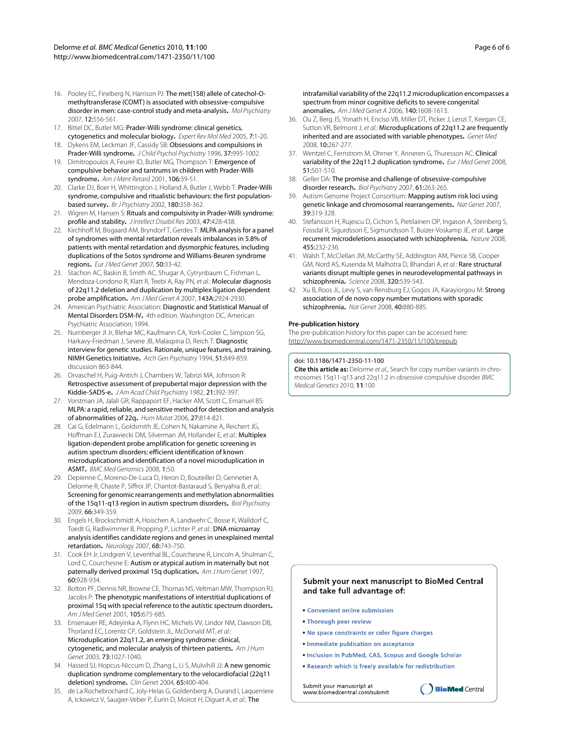16. Pooley EC, Fineberg N, Harrison PJ: **The met(158) allele of catechol-O-methyltransferase (COMT) is associated with obsessive-compulsive disorder in men: case-control study and meta-analysis.** *Mol Psychiatry* 2007, **12**:556-561.
17. Bittel DC, Butler MG: **Prader-Willi syndrome: clinical genetics, cytogenetics and molecular biology.** *Expert Rev Mol Med* 2005, **7**:1-20.
18. Dykens EM, Leckman JF, Cassidy SB: **Obsessions and compulsions in Prader-Willi syndrome.** *J Child Psychol Psychiatry* 1996, **37**:995-1002.
19. Dimitropoulos A, Feurer ID, Butler MG, Thompson T: **Emergence of compulsive behavior and tantrums in children with Prader-Willi syndrome.** *Am J Ment Retard* 2001, **106**:39-51.
20. Clarke DJ, Boer H, Whittington J, Holland A, Butler J, Webb T: **Prader-Willi syndrome, compulsive and ritualistic behaviours: the first population-based survey.** *Br J Psychiatry* 2002, **180**:358-362.
21. Wigren M, Hansen S: **Rituals and compulsivity in Prader-Willi syndrome: profile and stability.** *J Intellect Disabil Res* 2003, **47**:428-438.
22. Kirchhoff M, Bisgaard AM, Bryndorf T, Gerdes T: **MLPA analysis for a panel of syndromes with mental retardation reveals imbalances in 5.8% of patients with mental retardation and dysmorphic features, including duplications of the Sotos syndrome and Williams-Beuren syndrome regions.** *Eur J Med Genet* 2007, **50**:33-42.
23. Stachon AC, Baskin B, Smith AC, Shugar A, Cytrynbaum C, Fishman L, Mendoza-Londono R, Klatt R, Teebi A, Ray PN, *et al.*: **Molecular diagnosis of 22q11.2 deletion and duplication by multiplex ligation dependent probe amplification.** *Am J Med Genet A* 2007, **143A**:2924-2930.
24. American Psychiatric Association: **Diagnostic and Statistical Manual of Mental Disorders DSM-IV.** 4th edition. Washington DC, American Psychiatric Association; 1994.
25. Nurnberger JI Jr, Blehar MC, Kaufmann CA, York-Cooler C, Simpson SG, Harkavy-Friedman J, Severe JB, Malaspina D, Reich T: **Diagnostic interview for genetic studies. Rationale, unique features, and training. NIMH Genetics Initiative.** *Arch Gen Psychiatry* 1994, **51**:849-859. discussion 863-844.
26. Orvaschel H, Puig-Antich J, Chambers W, Tabrizi MA, Johnson R: **Retrospective assessment of prepubertal major depression with the Kiddie-SADS-e.** *J Am Acad Child Psychiatry* 1982, **21**:392-397.
27. Vorstman JA, Jalali GR, Rappaport EF, Hacker AM, Scott C, Emanuel BS: **MLPA: a rapid, reliable, and sensitive method for detection and analysis of abnormalities of 22q.** *Hum Mutat* 2006, **27**:814-821.
28. Cai G, Edelmann L, Goldsmith JE, Cohen N, Nakamine A, Reichert JG, Hoffman EJ, Zurawiecki DM, Silverman JM, Hollander E, *et al.*: **Multiplex ligation-dependent probe amplification for genetic screening in autism spectrum disorders: efficient identification of known microduplications and identification of a novel microduplication in ASMT.** *BMC Med Genomics* 2008, **1**:50.
29. Depienne C, Moreno-De-Luca D, Heron D, Bouteiller D, Gennetier A, Delorme R, Chaste P, Siffroi JP, Chantot-Bastaraud S, Benyahia B, *et al.*: **Screening for genomic rearrangements and methylation abnormalities of the 15q11-q13 region in autism spectrum disorders.** *Biol Psychiatry* 2009, **66**:349-359.
30. Engels H, Brockschmidt A, Hoischen A, Landwehr C, Bosse K, Walldorf C, Toedt G, Radlwimmer B, Propping P, Lichter P, *et al.*: **DNA microarray analysis identifies candidate regions and genes in unexplained mental retardation.** *Neurology* 2007, **68**:743-750.
31. Cook EH Jr, Lindgren V, Leventhal BL, Courchesne R, Lincoln A, Shulman C, Lord C, Courchesne E: **Autism or atypical autism in maternally but not paternally derived proximal 15q duplication.** *Am J Hum Genet* 1997, **60**:928-934.
32. Bolton PF, Dennis NR, Browne CE, Thomas NS, Veltman MW, Thompson RJ, Jacobs P: **The phenotypic manifestations of interstitial duplications of proximal 15q with special reference to the autistic spectrum disorders.** *Am J Med Genet* 2001, **105**:675-685.
33. Ensenauer RE, Adeyinka A, Flynn HC, Michels VV, Lindor NM, Dawson DB, Thorland EC, Lorentz CP, Goldstein JL, McDonald MT, *et al.*: **Microduplication 22q11.2, an emerging syndrome: clinical, cytogenetic, and molecular analysis of thirteen patients.** *Am J Hum Genet* 2003, **73**:1027-1040.
34. Hassed SJ, Hopcus-Niccum D, Zhang L, Li S, Mulvihill JJ: **A new genomic duplication syndrome complementary to the velocardiofacial (22q11 deletion) syndrome.** *Clin Genet* 2004, **65**:400-404.
35. de La Rochebrochard C, Joly-Helas G, Goldenberg A, Durand I, Laquerriere A, Ickowicz V, Saugier-Veber P, Eurin D, Moirot H, Diguet A, *et al.*: **The intrafamilial variability of the 22q11.2 microduplication encompasses a spectrum from minor cognitive deficits to severe congenital anomalies.** *Am J Med Genet A* 2006, **140**:1608-1613.
36. Ou Z, Berg JS, Yonath H, Enciso VB, Miller DT, Picker J, Lenzi T, Keegan CE, Sutton VR, Belmont J, *et al.*: **Microduplications of 22q11.2 are frequently inherited and are associated with variable phenotypes.** *Genet Med* 2008, **10**:267-277.
37. Wentzel C, Fernstrom M, Ohrner Y, Anneren G, Thuresson AC: **Clinical variability of the 22q11.2 duplication syndrome.** *Eur J Med Genet* 2008, **51**:501-510.
38. Geller DA: **The promise and challenge of obsessive-compulsive disorder research.** *Biol Psychiatry* 2007, **61**:263-265.
39. Autism Genome Project Consortium: **Mapping autism risk loci using genetic linkage and chromosomal rearrangements.** *Nat Genet* 2007, **39**:319-328.
40. Stefansson H, Rujescu D, Cichon S, Pietilainen OP, Ingason A, Steinberg S, Fossdal R, Sigurdsson E, Sigmundsson T, Buizer-Voskamp JE, *et al.*: **Large recurrent microdeletions associated with schizophrenia.** *Nature* 2008, **455**:232-236.
41. Walsh T, McClellan JM, McCarthy SE, Addington AM, Pierce SB, Cooper GM, Nord AS, Kusenda M, Malhotra D, Bhandari A, *et al.*: **Rare structural variants disrupt multiple genes in neurodevelopmental pathways in schizophrenia.** *Science* 2008, **320**:539-543.
42. Xu B, Roos JL, Levy S, van Rensburg EJ, Gogos JA, Karayiorgou M: **Strong association of de novo copy number mutations with sporadic schizophrenia.** *Nat Genet* 2008, **40**:880-885.

**Pre-publication history**

The pre-publication history for this paper can be accessed here:
http://www.biomedcentral.com/1471-2350/11/100/prepub

doi: 10.1186/1471-2350-11-100

**Cite this article as:** Delorme *et al.*, Search for copy number variants in chromosomes 15q11-q13 and 22q11.2 in obsessive compulsive disorder *BMC Medical Genetics* 2010, **11**:100